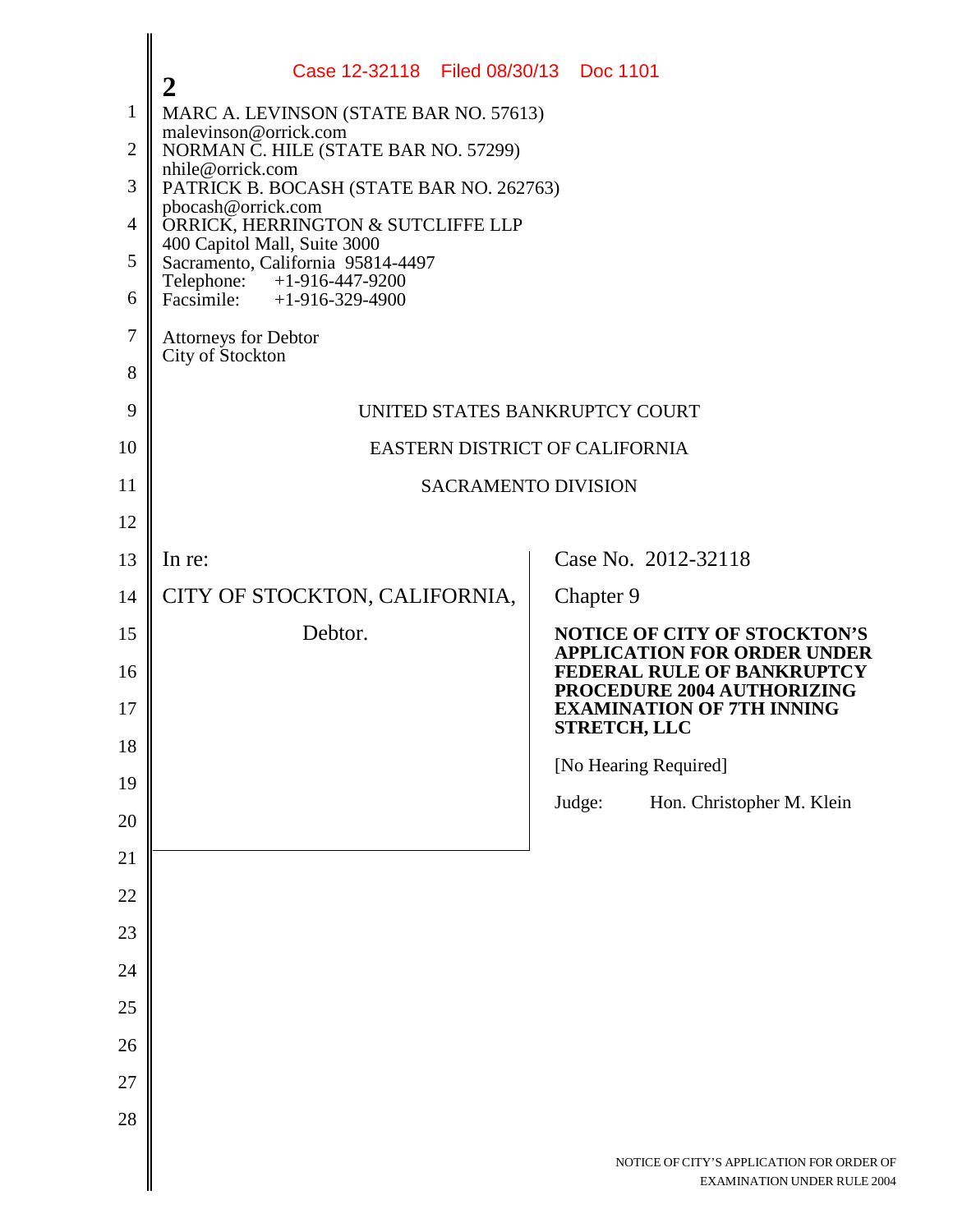Case 12-32118 Filed 08/30/13 Doc 1101

**2**

MARC A. LEVINSON (STATE BAR NO. 57613)
malevinson@orrick.com
NORMAN C. HILE (STATE BAR NO. 57299)
nhile@orrick.com
PATRICK B. BOCASH (STATE BAR NO. 262763)
pbocash@orrick.com
ORRICK, HERRINGTON & SUTCLIFFE LLP
400 Capitol Mall, Suite 3000
Sacramento, California 95814-4497
Telephone: +1-916-447-9200
Facsimile: +1-916-329-4900

Attorneys for Debtor
City of Stockton

UNITED STATES BANKRUPTCY COURT

EASTERN DISTRICT OF CALIFORNIA

SACRAMENTO DIVISION

| | |
|---|---|
| In re:<br><br>CITY OF STOCKTON, CALIFORNIA,<br><br>Debtor. | Case No. 2012-32118<br><br>Chapter 9<br><br>**NOTICE OF CITY OF STOCKTON'S APPLICATION FOR ORDER UNDER FEDERAL RULE OF BANKRUPTCY PROCEDURE 2004 AUTHORIZING EXAMINATION OF 7TH INNING STRETCH, LLC**<br><br>[No Hearing Required]<br><br>Judge: Hon. Christopher M. Klein |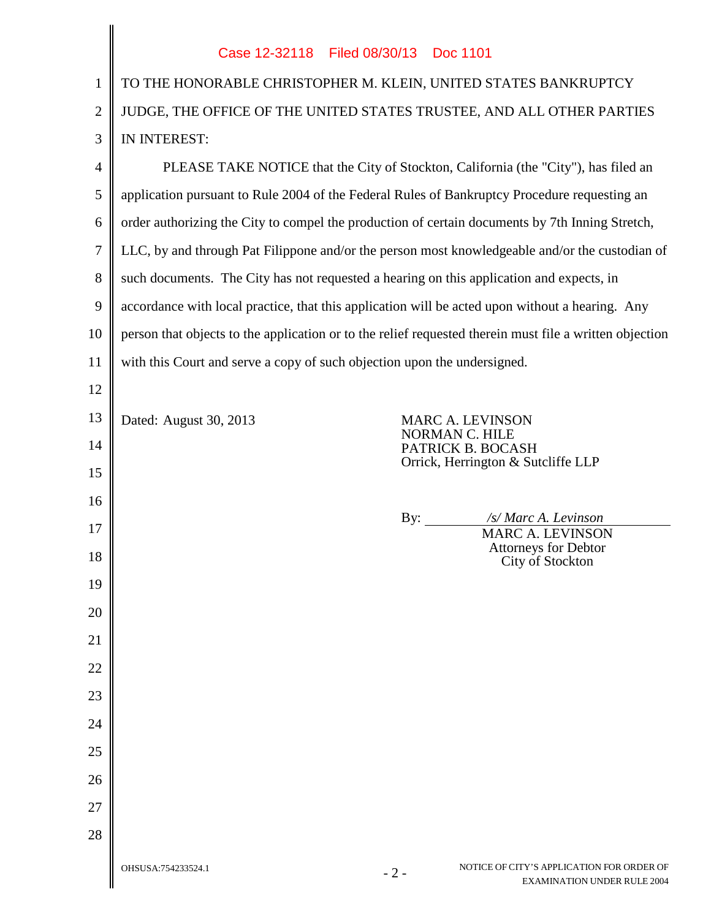TO THE HONORABLE CHRISTOPHER M. KLEIN, UNITED STATES BANKRUPTCY JUDGE, THE OFFICE OF THE UNITED STATES TRUSTEE, AND ALL OTHER PARTIES IN INTEREST:

PLEASE TAKE NOTICE that the City of Stockton, California (the "City"), has filed an application pursuant to Rule 2004 of the Federal Rules of Bankruptcy Procedure requesting an order authorizing the City to compel the production of certain documents by 7th Inning Stretch, LLC, by and through Pat Filippone and/or the person most knowledgeable and/or the custodian of such documents. The City has not requested a hearing on this application and expects, in accordance with local practice, that this application will be acted upon without a hearing. Any person that objects to the application or to the relief requested therein must file a written objection with this Court and serve a copy of such objection upon the undersigned.

Dated: August 30, 2013

MARC A. LEVINSON
NORMAN C. HILE
PATRICK B. BOCASH
Orrick, Herrington & Sutcliffe LLP

By: */s/ Marc A. Levinson*
MARC A. LEVINSON
Attorneys for Debtor
City of Stockton